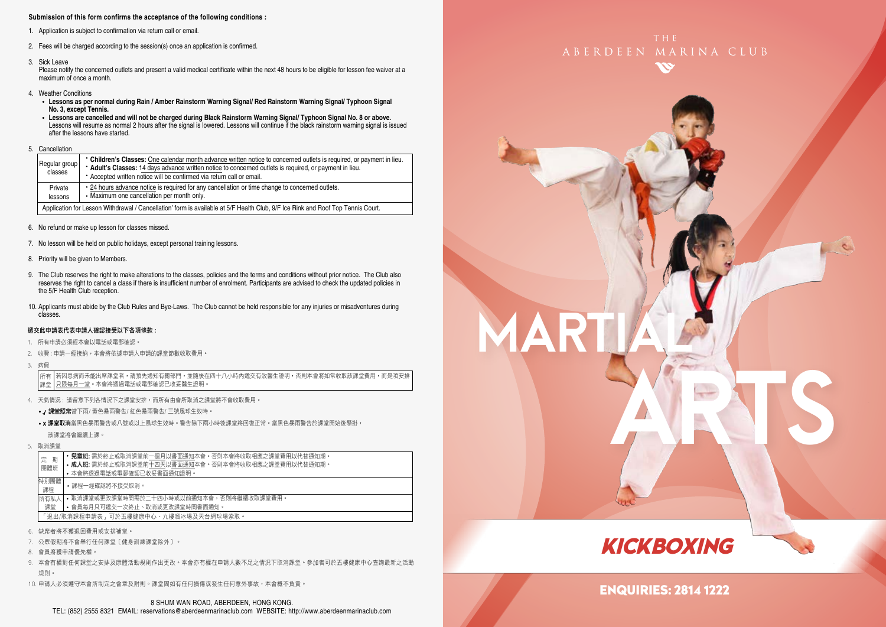**Submission of this form confirms the acceptance of the following conditions :**

1. Application is subject to confirmation via return call or email.
2. Fees will be charged according to the session(s) once an application is confirmed.
3. Sick Leave
   Please notify the concerned outlets and present a valid medical certificate within the next 48 hours to be eligible for lesson fee waiver at a maximum of once a month.
4. Weather Conditions
   - **Lessons as per normal during Rain / Amber Rainstorm Warning Signal/ Red Rainstorm Warning Signal/ Typhoon Signal No. 3, except Tennis.**
   - **Lessons are cancelled and will not be charged during Black Rainstorm Warning Signal/ Typhoon Signal No. 8 or above.** Lessons will resume as normal 2 hours after the signal is lowered. Lessons will continue if the black rainstorm warning signal is issued after the lessons have started.
5. Cancellation

| | |
|---|---|
| Regular group classes | • **Children's Classes:** One calendar month advance written notice to concerned outlets is required, or payment in lieu. • **Adult's Classes:** 14 days advance written notice to concerned outlets is required, or payment in lieu. • Accepted written notice will be confirmed via return call or email. |
| Private lessons | • 24 hours advance notice is required for any cancellation or time change to concerned outlets. • Maximum one cancellation per month only. |
| Application for Lesson Withdrawal / Cancellation' form is available at 5/F Health Club, 9/F Ice Rink and Roof Top Tennis Court. | |

6. No refund or make up lesson for classes missed.
7. No lesson will be held on public holidays, except personal training lessons.
8. Priority will be given to Members.
9. The Club reserves the right to make alterations to the classes, policies and the terms and conditions without prior notice. The Club also reserves the right to cancel a class if there is insufficient number of enrolment. Participants are advised to check the updated policies in the 5/F Health Club reception.
10. Applicants must abide by the Club Rules and Bye-Laws. The Club cannot be held responsible for any injuries or misadventures during classes.

**遞交此申請表代表申請人確認接受以下各項條款：**

1. 所有申請必須經本會以電話或電郵確認。
2. 收費：申請一經接納，本會將依據申請人申請的課堂節數收取費用。
3. 病假

| | |
|---|---|
| 所有課堂 | 若因患病而未能出席課堂者，請預先通知有關部門，並隨後在四十八小時內遞交有效醫生證明，否則本會將如常收取該課堂費用，而是項安排只限每月一堂。本會將透過電話或電郵確認已收妥醫生證明。 |

4. 天氣情況：請留意下列各情況下之課堂安排，而所有由會所取消之課堂將不會收取費用。
   - ✓ **課堂照常**當下雨/ 黃色暴雨警告/ 紅色暴雨警告/ 三號風球生效時。
   - x **課堂取消**當黑色暴雨警告或八號或以上風球生效時。警告除下兩小時後課堂將回復正常。當黑色暴雨警告於課堂開始後懸掛，該課堂將會繼續上課。
5. 取消課堂

| | |
|---|---|
| 定期團體班 | • **兒童班:** 需於終止或取消課堂前一個月以書面通知本會。否則本會將收取相應之課堂費用以代替通知期。 • **成人班:** 需於終止或取消課堂前十四天以書面通知本會。否則本會將收取相應之課堂費用以代替通知期。 • 本會將透過電話或電郵確認已收妥書面通知證明。 |
| 特別團體課程 | • 課程一經確認將不接受取消。 |
| 所有私人課堂 | • 取消課堂或更改課堂時間需於二十四小時或以前通知本會，否則將繼續收取課堂費用。 • 會員每月只可遞交一次終止、取消或更改課堂時間書面通知。 |
| 「退出/取消課程申請表」可於五樓健康中心、九樓溜冰場及天台網球場索取。 | |

6. 缺席者將不獲退回費用或安排補堂。
7. 公眾假期將不會舉行任何課堂〔健身訓練課堂除外〕。
8. 會員將獲申請優先權。
9. 本會有權對任何課堂之安排及康體活動規則作出更改。本會亦有權在申請人數不足之情況下取消課堂。參加者可於五樓健康中心查詢最新之活動規則。
10. 申請人必須遵守本會所制定之會章及附則。課堂間如有任何損傷或發生任何意外事故，本會概不負責。

8 SHUM WAN ROAD, ABERDEEN, HONG KONG.
TEL: (852) 2555 8321 EMAIL: reservations@aberdeenmarinaclub.com WEBSITE: http://www.aberdeenmarinaclub.com

THE ABERDEEN MARINA CLUB

# MARTIAL ARTS

## KICKBOXING

**ENQUIRIES: 2814 1222**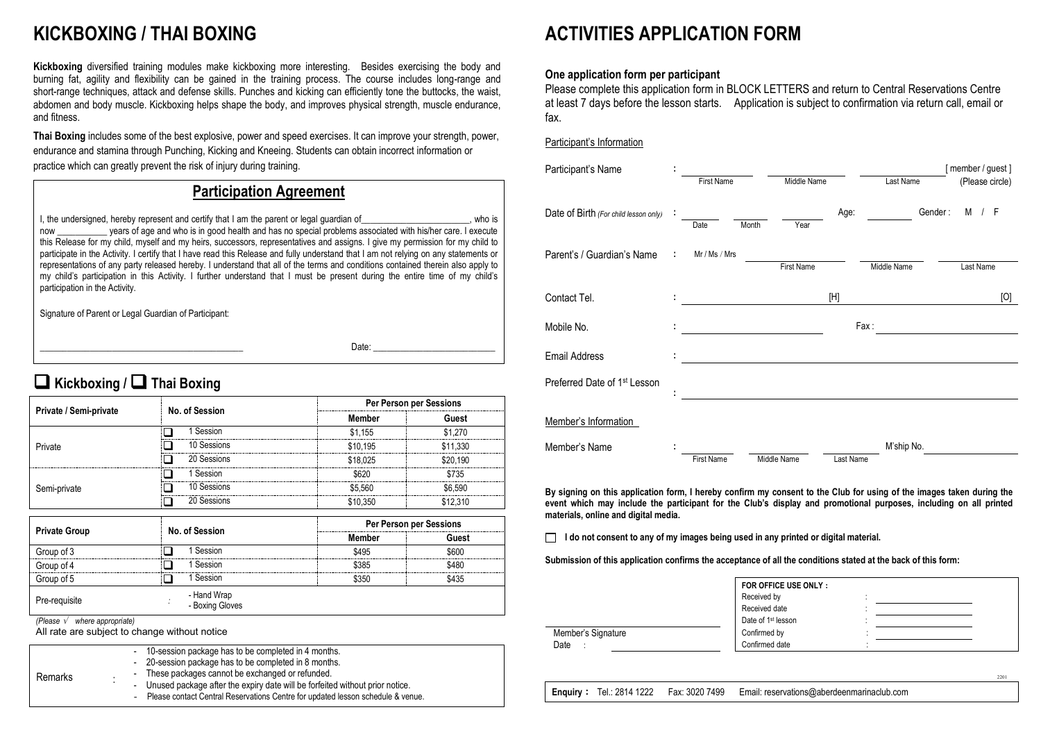# KICKBOXING / THAI BOXING

**Kickboxing** diversified training modules make kickboxing more interesting. Besides exercising the body and burning fat, agility and flexibility can be gained in the training process. The course includes long-range and short-range techniques, attack and defense skills. Punches and kicking can efficiently tone the buttocks, the waist, abdomen and body muscle. Kickboxing helps shape the body, and improves physical strength, muscle endurance, and fitness.

**Thai Boxing** includes some of the best explosive, power and speed exercises. It can improve your strength, power, endurance and stamina through Punching, Kicking and Kneeing. Students can obtain incorrect information or practice which can greatly prevent the risk of injury during training.

## Participation Agreement

I, the undersigned, hereby represent and certify that I am the parent or legal guardian of________________________, who is now ___________ years of age and who is in good health and has no special problems associated with his/her care. I execute this Release for my child, myself and my heirs, successors, representatives and assigns. I give my permission for my child to participate in the Activity. I certify that I have read this Release and fully understand that I am not relying on any statements or representations of any party released hereby. I understand that all of the terms and conditions contained therein also apply to my child's participation in this Activity. I further understand that I must be present during the entire time of my child's participation in the Activity.

Signature of Parent or Legal Guardian of Participant:

_____________________________________________ Date: ___________________________

## ❑ Kickboxing / ❑ Thai Boxing

| Private / Semi-private | No. of Session | Per Person per Sessions | |
|---|---|---|---|
| | | Member | Guest |
| Private | ❑ 1 Session | $1,155 | $1,270 |
| | ❑ 10 Sessions | $10,195 | $11,330 |
| | ❑ 20 Sessions | $18,025 | $20,190 |
| Semi-private | ❑ 1 Session | $620 | $735 |
| | ❑ 10 Sessions | $5,560 | $6,590 |
| | ❑ 20 Sessions | $10,350 | $12,310 |

| Private Group | No. of Session | Per Person per Sessions | |
|---|---|---|---|
| | | Member | Guest |
| Group of 3 | ❑ 1 Session | $495 | $600 |
| Group of 4 | ❑ 1 Session | $385 | $480 |
| Group of 5 | ❑ 1 Session | $350 | $435 |
| Pre-requisite | : - Hand Wrap<br>- Boxing Gloves | | |

*(Please √ where appropriate)*

All rate are subject to change without notice

Remarks :
- 10-session package has to be completed in 4 months.
- 20-session package has to be completed in 8 months.
- These packages cannot be exchanged or refunded.
- Unused package after the expiry date will be forfeited without prior notice.
- Please contact Central Reservations Centre for updated lesson schedule & venue.

# ACTIVITIES APPLICATION FORM

**One application form per participant**

Please complete this application form in BLOCK LETTERS and return to Central Reservations Centre at least 7 days before the lesson starts. Application is subject to confirmation via return call, email or fax.

Participant's Information

Participant's Name : ____________ First Name ____________ Middle Name ____________ Last Name [ member / guest ] (Please circle)

Date of Birth *(For child lesson only)* : ______ Date ______ Month ______ Year Age: ________ Gender : M / F

Parent's / Guardian's Name : Mr / Ms / Mrs ____________ First Name ____________ Middle Name ____________ Last Name

Contact Tel. : ______________________ [H] ______________________ [O]

Mobile No. : ______________________ Fax : ______________________

Email Address : ____________________________________________

Preferred Date of 1st Lesson : ____________________________________________

Member's Information

Member's Name : ____________ First Name ____________ Middle Name ____________ Last Name M'ship No. ____________

**By signing on this application form, I hereby confirm my consent to the Club for using of the images taken during the event which may include the participant for the Club's display and promotional purposes, including on all printed materials, online and digital media.**

☐ **I do not consent to any of my images being used in any printed or digital material.**

**Submission of this application confirms the acceptance of all the conditions stated at the back of this form:**

| **FOR OFFICE USE ONLY :** | |
|---|---|
| Received by | : ____________ |
| Received date | : ____________ |
| Date of 1st lesson | : ____________ |
| Confirmed by | : ____________ |
| Confirmed date | : ____________ |

______________________________
Member's Signature
Date : ____________________

2201

**Enquiry :** Tel.: 2814 1222 Fax: 3020 7499 Email: reservations@aberdeenmarinaclub.com